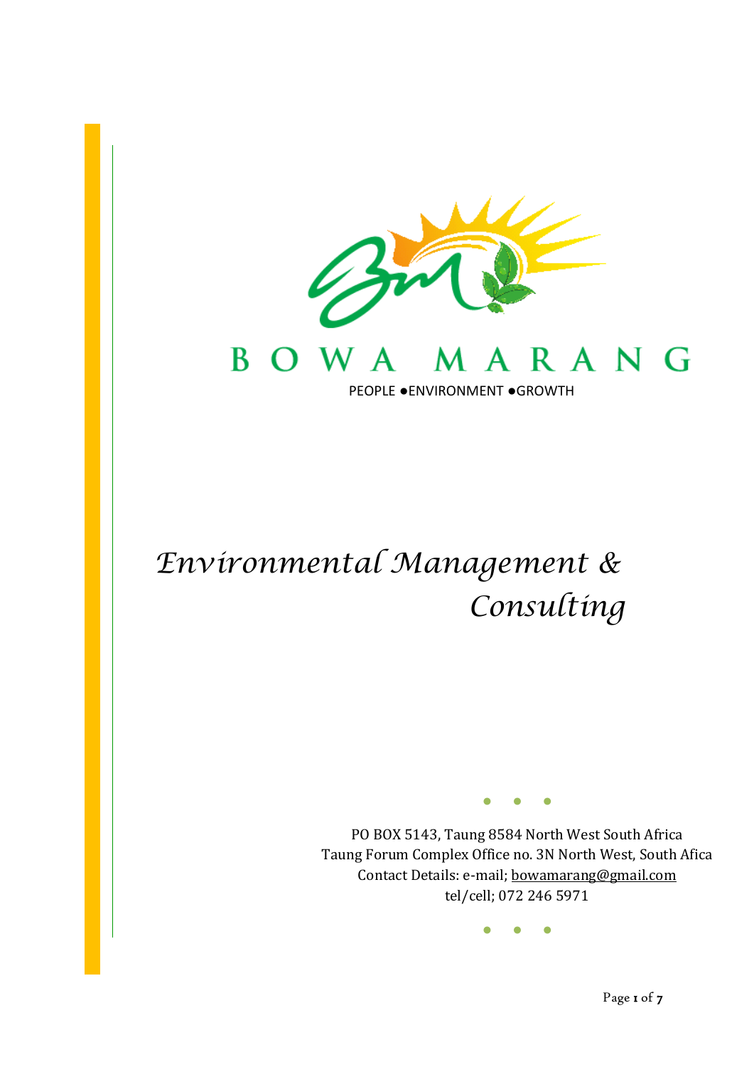# BOWA MARANG

PEOPLE ●ENVIRONMENT ●GROWTH

## *Environmental Management & Consulting*

PO BOX 5143, Taung 8584 North West South Africa
Taung Forum Complex Office no. 3N North West, South Afica
Contact Details: e-mail; bowamarang@gmail.com
tel/cell; 072 246 5971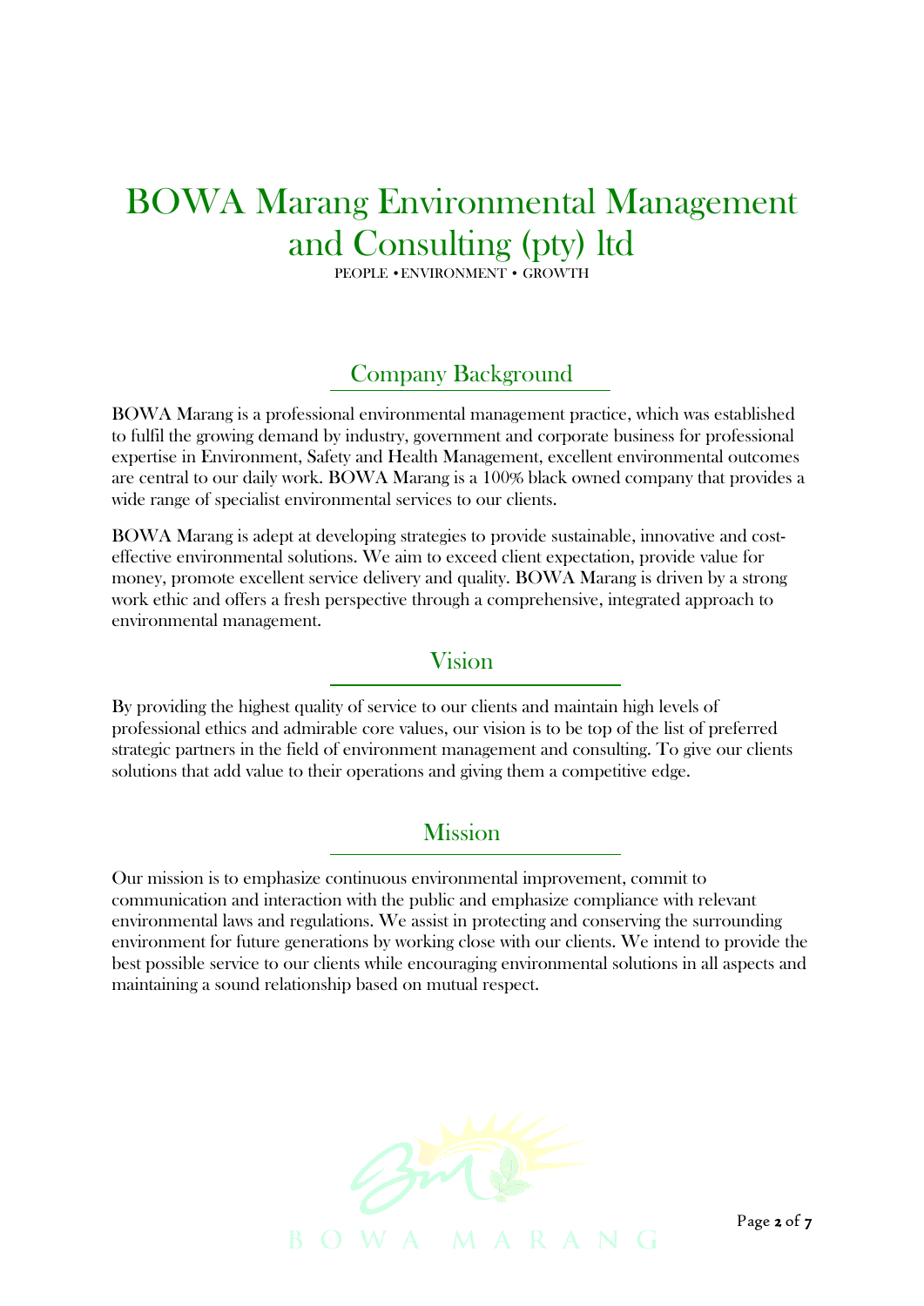# BOWA Marang Environmental Management and Consulting (pty) ltd

PEOPLE •ENVIRONMENT • GROWTH

## Company Background

BOWA Marang is a professional environmental management practice, which was established to fulfil the growing demand by industry, government and corporate business for professional expertise in Environment, Safety and Health Management, excellent environmental outcomes are central to our daily work. BOWA Marang is a 100% black owned company that provides a wide range of specialist environmental services to our clients.

BOWA Marang is adept at developing strategies to provide sustainable, innovative and cost-effective environmental solutions. We aim to exceed client expectation, provide value for money, promote excellent service delivery and quality. BOWA Marang is driven by a strong work ethic and offers a fresh perspective through a comprehensive, integrated approach to environmental management.

## Vision

By providing the highest quality of service to our clients and maintain high levels of professional ethics and admirable core values, our vision is to be top of the list of preferred strategic partners in the field of environment management and consulting. To give our clients solutions that add value to their operations and giving them a competitive edge.

## Mission

Our mission is to emphasize continuous environmental improvement, commit to communication and interaction with the public and emphasize compliance with relevant environmental laws and regulations. We assist in protecting and conserving the surrounding environment for future generations by working close with our clients. We intend to provide the best possible service to our clients while encouraging environmental solutions in all aspects and maintaining a sound relationship based on mutual respect.

BOWA MARANG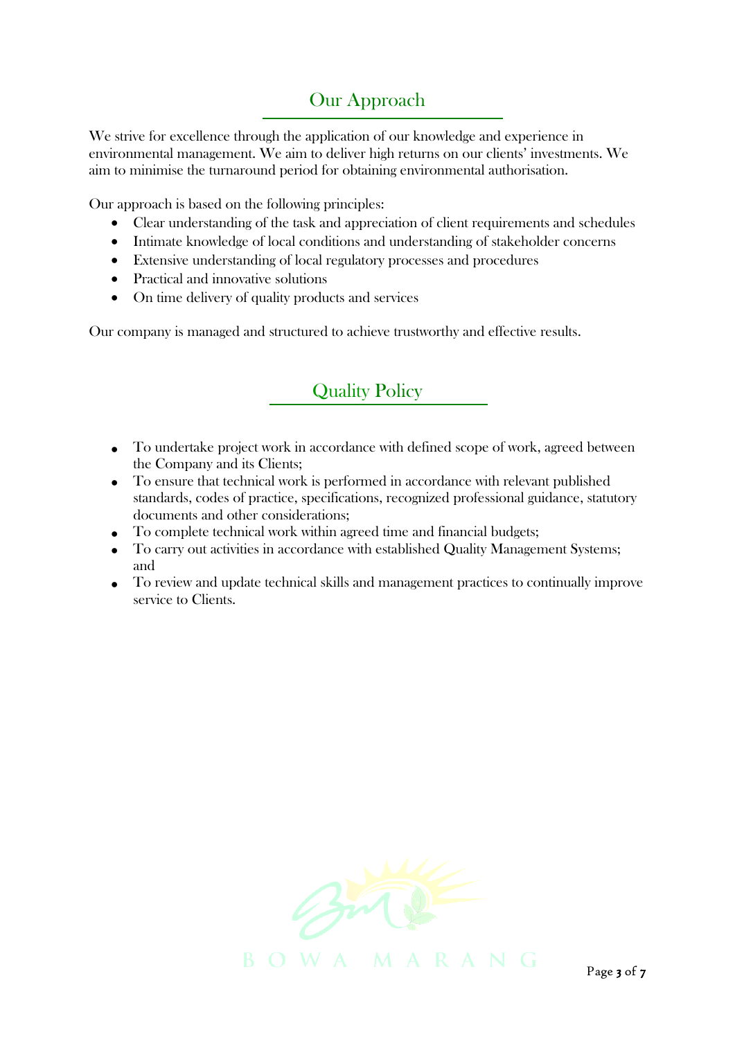## Our Approach

We strive for excellence through the application of our knowledge and experience in environmental management. We aim to deliver high returns on our clients' investments. We aim to minimise the turnaround period for obtaining environmental authorisation.

Our approach is based on the following principles:

- Clear understanding of the task and appreciation of client requirements and schedules
- Intimate knowledge of local conditions and understanding of stakeholder concerns
- Extensive understanding of local regulatory processes and procedures
- Practical and innovative solutions
- On time delivery of quality products and services

Our company is managed and structured to achieve trustworthy and effective results.

## Quality Policy

- To undertake project work in accordance with defined scope of work, agreed between the Company and its Clients;
- To ensure that technical work is performed in accordance with relevant published standards, codes of practice, specifications, recognized professional guidance, statutory documents and other considerations;
- To complete technical work within agreed time and financial budgets;
- To carry out activities in accordance with established Quality Management Systems; and
- To review and update technical skills and management practices to continually improve service to Clients.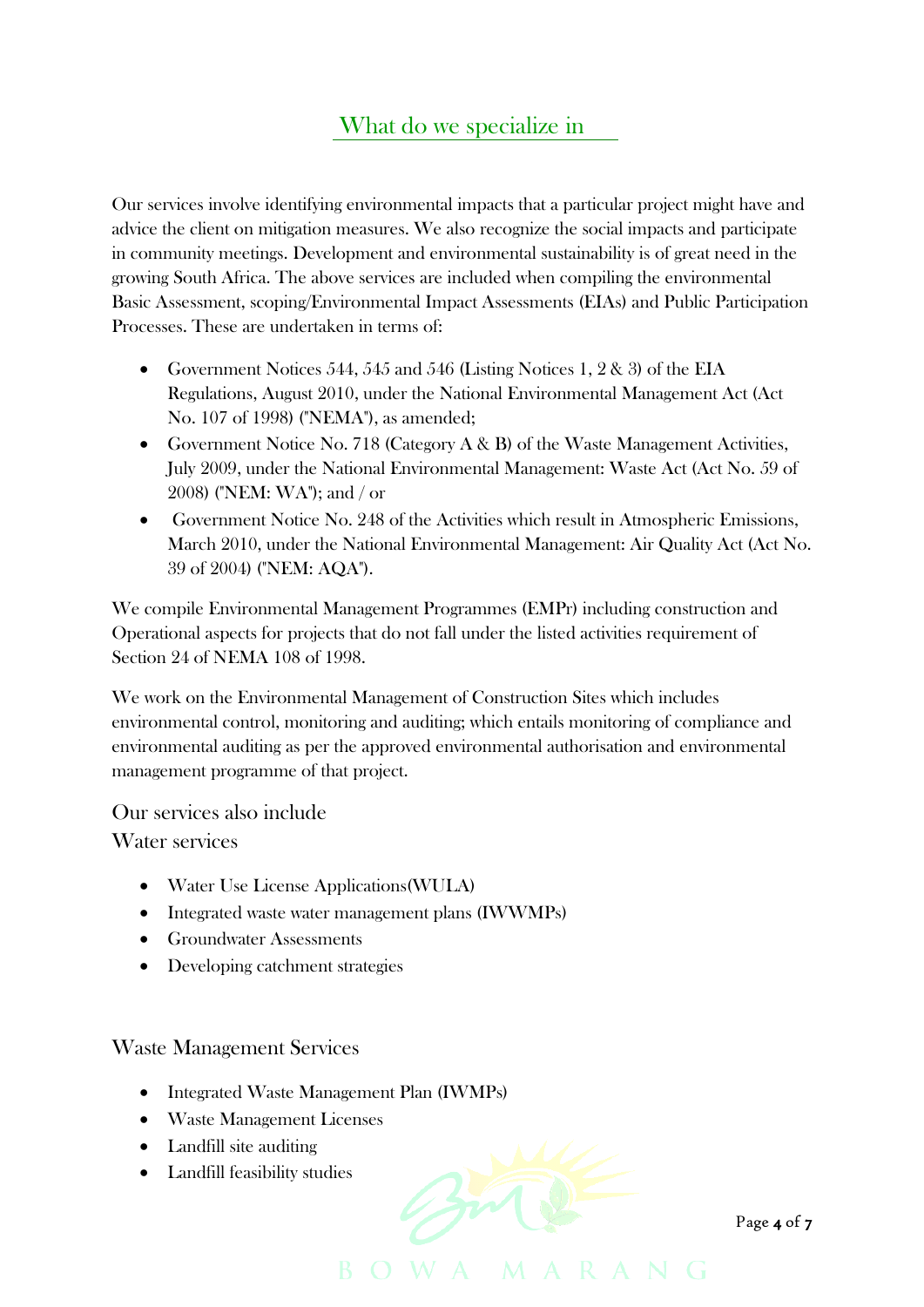## What do we specialize in

Our services involve identifying environmental impacts that a particular project might have and advice the client on mitigation measures. We also recognize the social impacts and participate in community meetings. Development and environmental sustainability is of great need in the growing South Africa. The above services are included when compiling the environmental Basic Assessment, scoping/Environmental Impact Assessments (EIAs) and Public Participation Processes. These are undertaken in terms of:

- Government Notices 544, 545 and 546 (Listing Notices 1, 2 & 3) of the EIA Regulations, August 2010, under the National Environmental Management Act (Act No. 107 of 1998) ("NEMA"), as amended;
- Government Notice No. 718 (Category A & B) of the Waste Management Activities, July 2009, under the National Environmental Management: Waste Act (Act No. 59 of 2008) ("NEM: WA"); and / or
- Government Notice No. 248 of the Activities which result in Atmospheric Emissions, March 2010, under the National Environmental Management: Air Quality Act (Act No. 39 of 2004) ("NEM: AQA").

We compile Environmental Management Programmes (EMPr) including construction and Operational aspects for projects that do not fall under the listed activities requirement of Section 24 of NEMA 108 of 1998.

We work on the Environmental Management of Construction Sites which includes environmental control, monitoring and auditing; which entails monitoring of compliance and environmental auditing as per the approved environmental authorisation and environmental management programme of that project.

### Our services also include

### Water services

- Water Use License Applications(WULA)
- Integrated waste water management plans (IWWMPs)
- Groundwater Assessments
- Developing catchment strategies

### Waste Management Services

- Integrated Waste Management Plan (IWMPs)
- Waste Management Licenses
- Landfill site auditing
- Landfill feasibility studies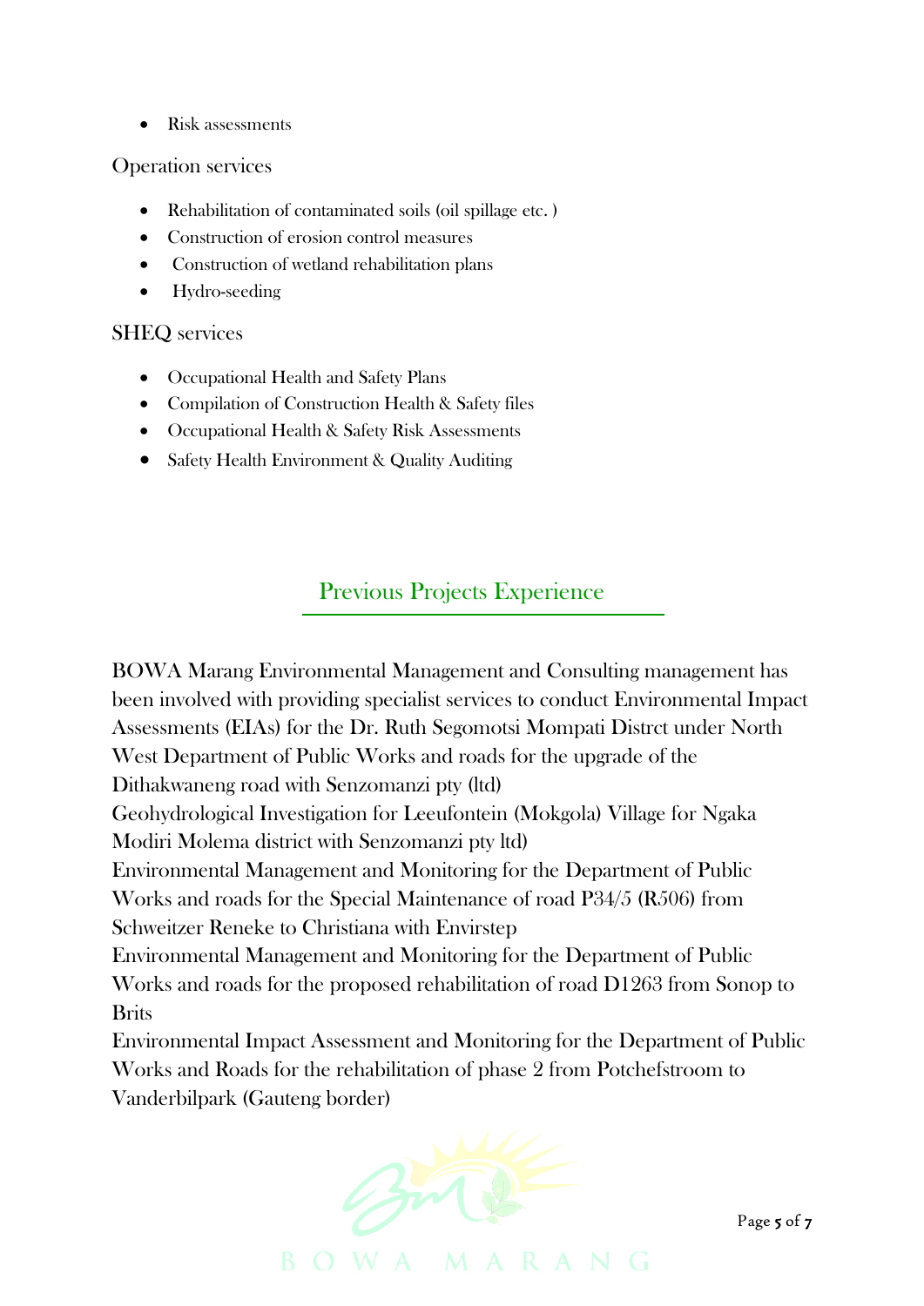- Risk assessments

## Operation services

- Rehabilitation of contaminated soils (oil spillage etc. )
- Construction of erosion control measures
- Construction of wetland rehabilitation plans
- Hydro-seeding

## SHEQ services

- Occupational Health and Safety Plans
- Compilation of Construction Health & Safety files
- Occupational Health & Safety Risk Assessments
- Safety Health Environment & Quality Auditing

# Previous Projects Experience

BOWA Marang Environmental Management and Consulting management has been involved with providing specialist services to conduct Environmental Impact Assessments (EIAs) for the Dr. Ruth Segomotsi Mompati Distrct under North West Department of Public Works and roads for the upgrade of the Dithakwaneng road with Senzomanzi pty (ltd)

Geohydrological Investigation for Leeufontein (Mokgola) Village for Ngaka Modiri Molema district with Senzomanzi pty ltd)

Environmental Management and Monitoring for the Department of Public Works and roads for the Special Maintenance of road P34/5 (R506) from Schweitzer Reneke to Christiana with Envirstep

Environmental Management and Monitoring for the Department of Public Works and roads for the proposed rehabilitation of road D1263 from Sonop to Brits

Environmental Impact Assessment and Monitoring for the Department of Public Works and Roads for the rehabilitation of phase 2 from Potchefstroom to Vanderbilpark (Gauteng border)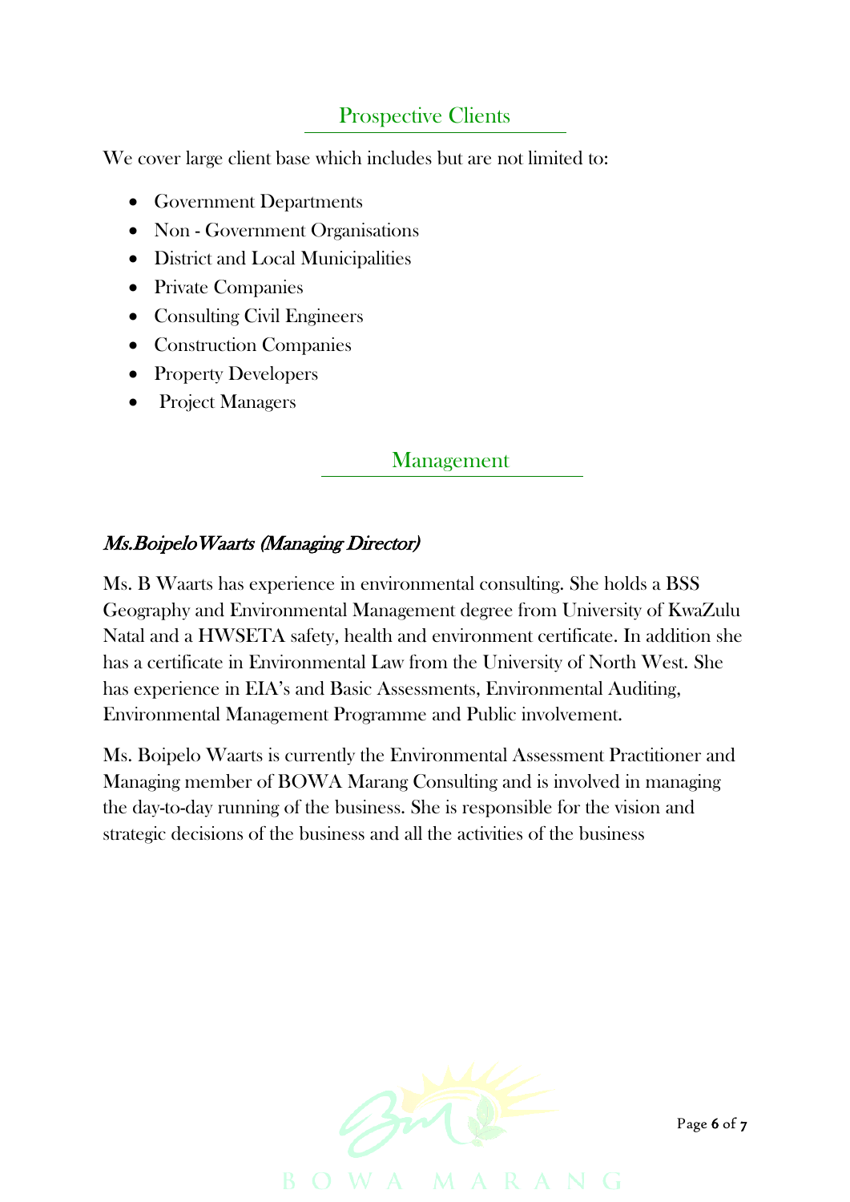## Prospective Clients

We cover large client base which includes but are not limited to:

- Government Departments
- Non - Government Organisations
- District and Local Municipalities
- Private Companies
- Consulting Civil Engineers
- Construction Companies
- Property Developers
- Project Managers

## Management

### *Ms.BoipeloWaarts (Managing Director)*

Ms. B Waarts has experience in environmental consulting. She holds a BSS Geography and Environmental Management degree from University of KwaZulu Natal and a HWSETA safety, health and environment certificate. In addition she has a certificate in Environmental Law from the University of North West. She has experience in EIA's and Basic Assessments, Environmental Auditing, Environmental Management Programme and Public involvement.

Ms. Boipelo Waarts is currently the Environmental Assessment Practitioner and Managing member of BOWA Marang Consulting and is involved in managing the day-to-day running of the business. She is responsible for the vision and strategic decisions of the business and all the activities of the business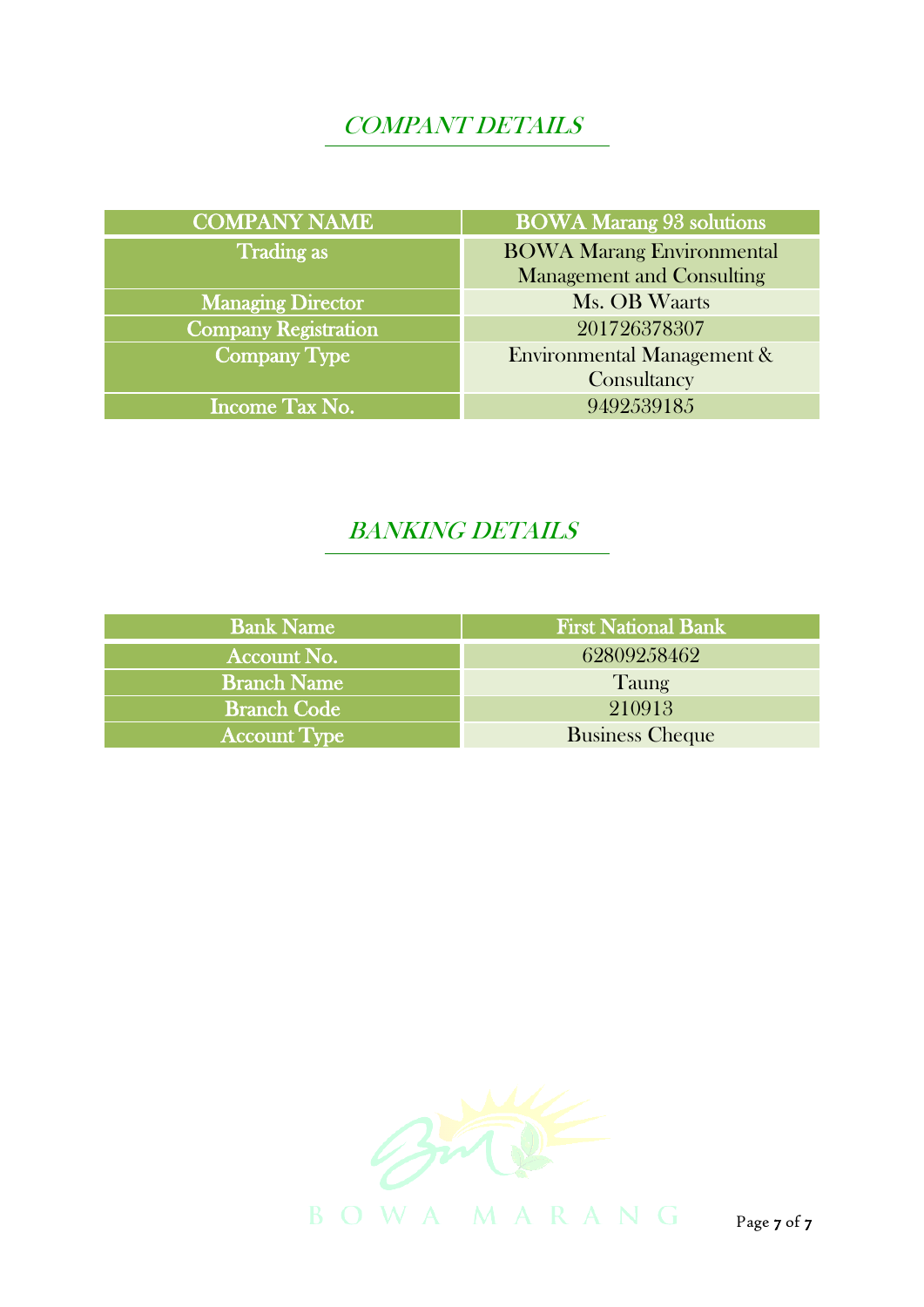## *COMPANT DETAILS*

| COMPANY NAME | BOWA Marang 93 solutions |
|---|---|
| Trading as | BOWA Marang Environmental Management and Consulting |
| Managing Director | Ms. OB Waarts |
| Company Registration | 201726378307 |
| Company Type | Environmental Management & Consultancy |
| Income Tax No. | 9492539185 |

## *BANKING DETAILS*

| Bank Name | First National Bank |
|---|---|
| Account No. | 62809258462 |
| Branch Name | Taung |
| Branch Code | 210913 |
| Account Type | Business Cheque |

BOWA MARANG